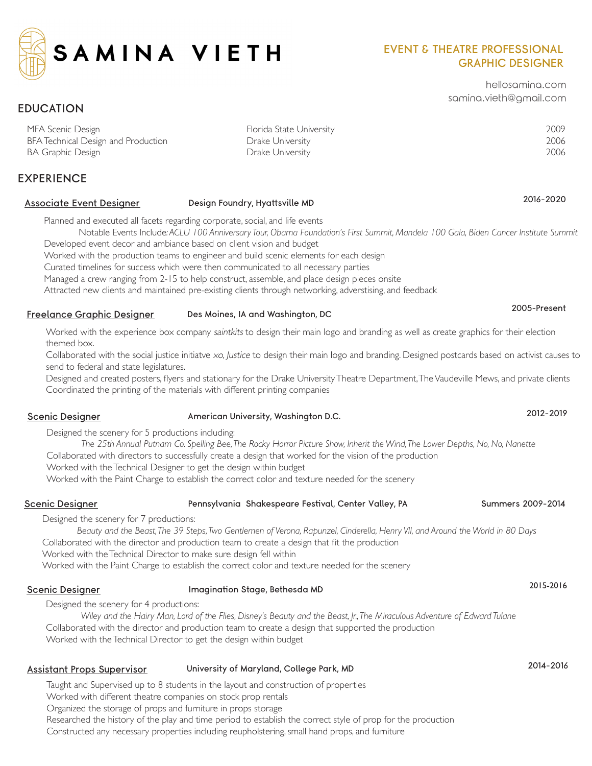# SAMINA VIETH

EVENT & THEATRE PROFESSIONAL
GRAPHIC DESIGNER

hellosamina.com
samina.vieth@gmail.com

## EDUCATION

| | | |
|---|---|---|
| MFA Scenic Design | Florida State University | 2009 |
| BFA Technical Design and Production | Drake University | 2006 |
| BA Graphic Design | Drake University | 2006 |

## EXPERIENCE

### Associate Event Designer — Design Foundry, Hyattsville MD — 2016-2020

Planned and executed all facets regarding corporate, social, and life events
Notable Events Include: *ACLU 100 Anniversary Tour, Obama Foundation's First Summit, Mandela 100 Gala, Biden Cancer Institute Summit*
Developed event decor and ambiance based on client vision and budget
Worked with the production teams to engineer and build scenic elements for each design
Curated timelines for success which were then communicated to all necessary parties
Managed a crew ranging from 2-15 to help construct, assemble, and place design pieces onsite
Attracted new clients and maintained pre-existing clients through networking, adverstising, and feedback

### Freelance Graphic Designer — Des Moines, IA and Washington, DC — 2005-Present

Worked with the experience box company *saintkits* to design their main logo and branding as well as create graphics for their election themed box.
Collaborated with the social justice initiatve *xo, Justice* to design their main logo and branding. Designed postcards based on activist causes to send to federal and state legislatures.
Designed and created posters, flyers and stationary for the Drake University Theatre Department, The Vaudeville Mews, and private clients
Coordinated the printing of the materials with different printing companies

### Scenic Designer — American University, Washington D.C. — 2012-2019

Designed the scenery for 5 productions including:
*The 25th Annual Putnam Co. Spelling Bee, The Rocky Horror Picture Show, Inherit the Wind, The Lower Depths, No, No, Nanette*
Collaborated with directors to successfully create a design that worked for the vision of the production
Worked with the Technical Designer to get the design within budget
Worked with the Paint Charge to establish the correct color and texture needed for the scenery

### Scenic Designer — Pennsylvania Shakespeare Festival, Center Valley, PA — Summers 2009-2014

Designed the scenery for 7 productions:
*Beauty and the Beast, The 39 Steps, Two Gentlemen of Verona, Rapunzel, Cinderella, Henry VII, and Around the World in 80 Days*
Collaborated with the director and production team to create a design that fit the production
Worked with the Technical Director to make sure design fell within
Worked with the Paint Charge to establish the correct color and texture needed for the scenery

### Scenic Designer — Imagination Stage, Bethesda MD — 2015-2016

Designed the scenery for 4 productions:
*Wiley and the Hairy Man, Lord of the Flies, Disney's Beauty and the Beast, Jr., The Miraculous Adventure of Edward Tulane*
Collaborated with the director and production team to create a design that supported the production
Worked with the Technical Director to get the design within budget

### Assistant Props Supervisor — University of Maryland, College Park, MD — 2014-2016

Taught and Supervised up to 8 students in the layout and construction of properties
Worked with different theatre companies on stock prop rentals
Organized the storage of props and furniture in props storage
Researched the history of the play and time period to establish the correct style of prop for the production
Constructed any necessary properties including reupholstering, small hand props, and furniture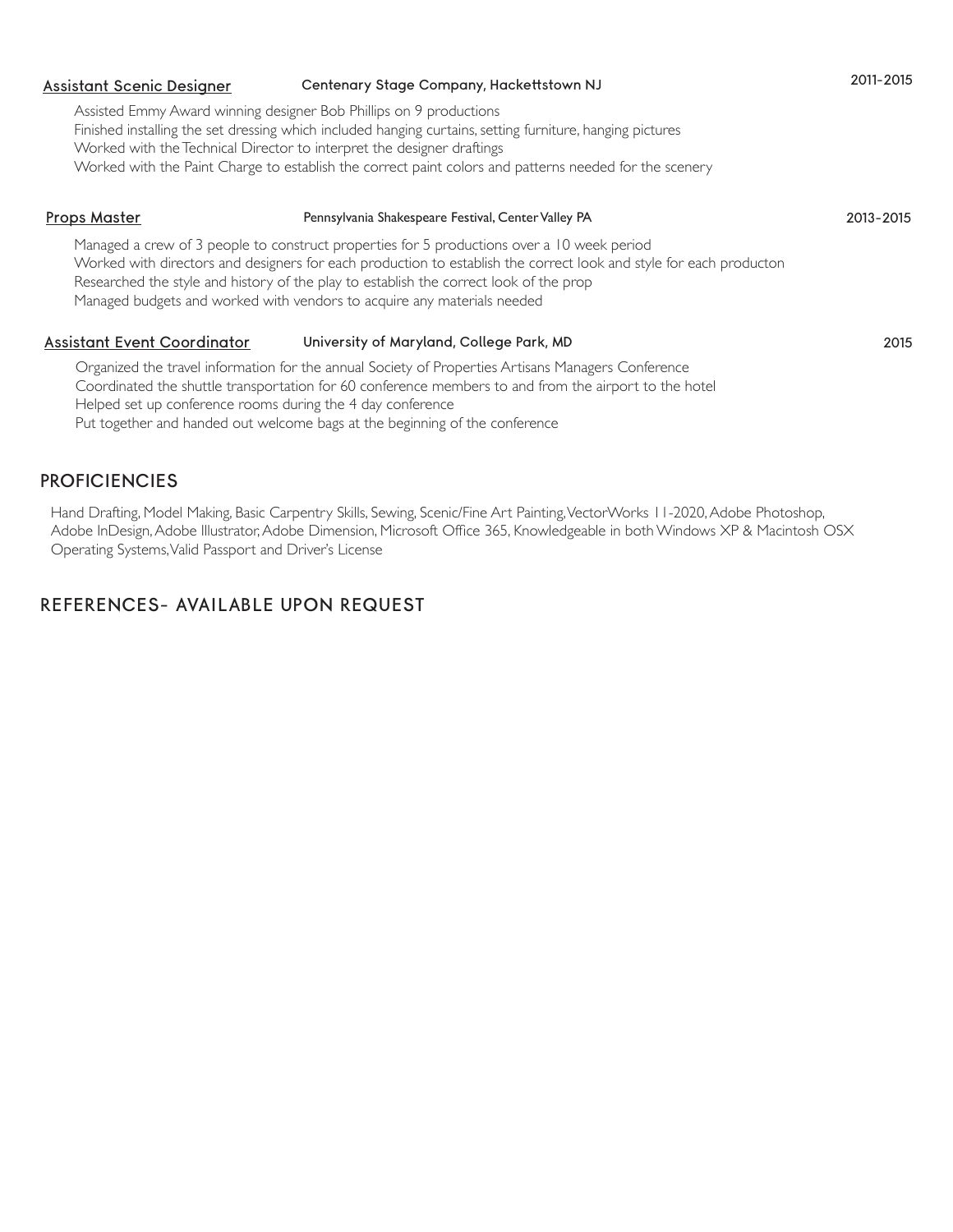**Assistant Scenic Designer** — Centenary Stage Company, Hackettstown NJ — 2011-2015

Assisted Emmy Award winning designer Bob Phillips on 9 productions
Finished installing the set dressing which included hanging curtains, setting furniture, hanging pictures
Worked with the Technical Director to interpret the designer draftings
Worked with the Paint Charge to establish the correct paint colors and patterns needed for the scenery

**Props Master** — Pennsylvania Shakespeare Festival, Center Valley PA — 2013-2015

Managed a crew of 3 people to construct properties for 5 productions over a 10 week period
Worked with directors and designers for each production to establish the correct look and style for each producton
Researched the style and history of the play to establish the correct look of the prop
Managed budgets and worked with vendors to acquire any materials needed

**Assistant Event Coordinator** — University of Maryland, College Park, MD — 2015

Organized the travel information for the annual Society of Properties Artisans Managers Conference
Coordinated the shuttle transportation for 60 conference members to and from the airport to the hotel
Helped set up conference rooms during the 4 day conference
Put together and handed out welcome bags at the beginning of the conference

## PROFICIENCIES

Hand Drafting, Model Making, Basic Carpentry Skills, Sewing, Scenic/Fine Art Painting, VectorWorks 11-2020, Adobe Photoshop, Adobe InDesign, Adobe Illustrator, Adobe Dimension, Microsoft Office 365, Knowledgeable in both Windows XP & Macintosh OSX Operating Systems, Valid Passport and Driver's License

## REFERENCES- AVAILABLE UPON REQUEST